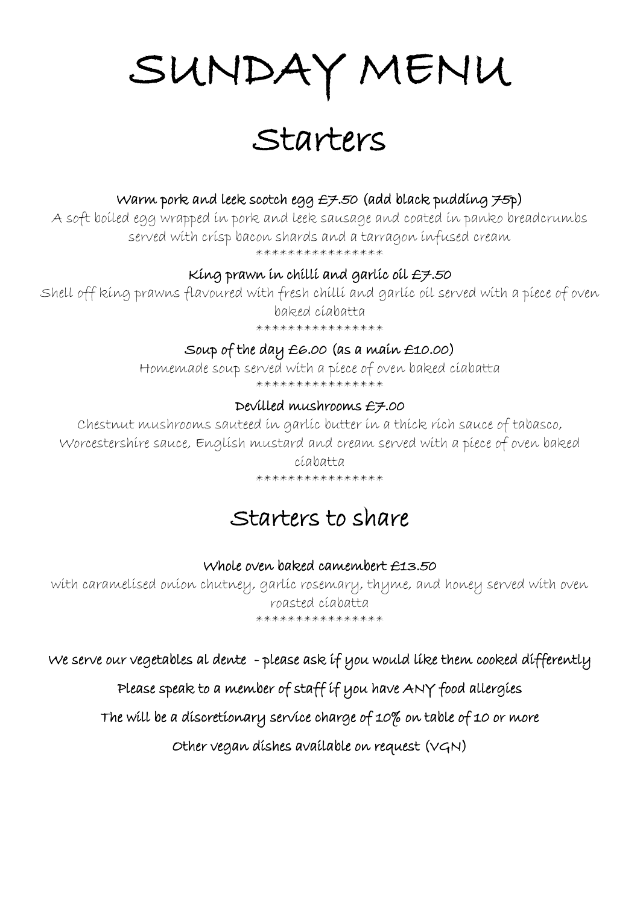# SUNDAY MENU

## Starters

**Warm pork and leek scotch egg £7.50 (add black pudding 75p)**

A soft boiled egg wrapped in pork and leek sausage and coated in panko breadcrumbs served with crisp bacon shards and a tarragon infused cream

****************

**King prawn in chilli and garlic oil £7.50**

Shell off king prawns flavoured with fresh chilli and garlic oil served with a piece of oven baked ciabatta

****************

**Soup of the day £6.00 (as a main £10.00)**

Homemade soup served with a piece of oven baked ciabatta

****************

**Devilled mushrooms £7.00**

Chestnut mushrooms sauteed in garlic butter in a thick rich sauce of tabasco, Worcestershire sauce, English mustard and cream served with a piece of oven baked ciabatta

****************

## Starters to share

**Whole oven baked camembert £13.50**

with caramelised onion chutney, garlic rosemary, thyme, and honey served with oven roasted ciabatta

****************

**We serve our vegetables al dente - please ask if you would like them cooked differently**

**Please speak to a member of staff if you have ANY food allergies**

**The will be a discretionary service charge of 10% on table of 10 or more**

**Other vegan dishes available on request (VGN)**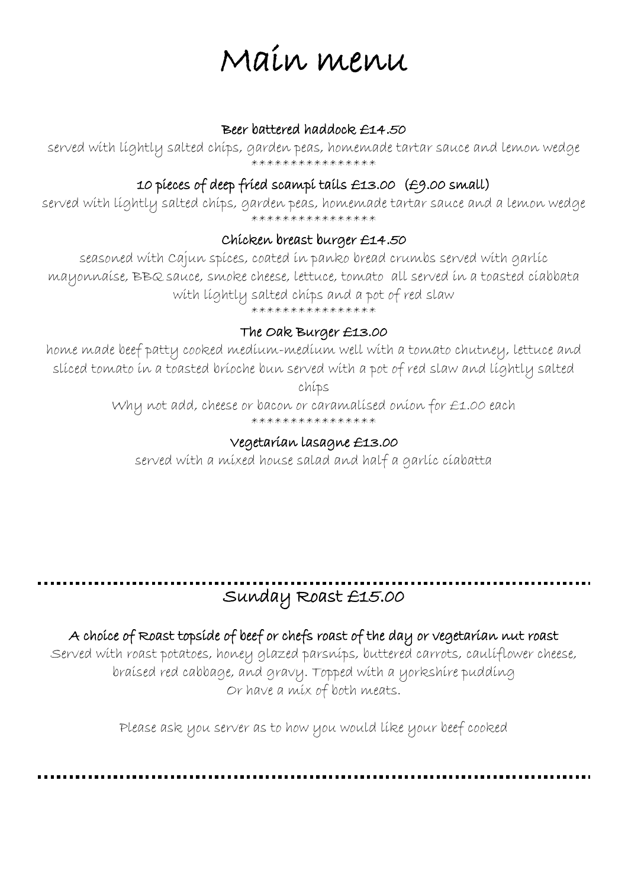# Main menu

**Beer battered haddock £14.50**

served with lightly salted chips, garden peas, homemade tartar sauce and lemon wedge

****************

**10 pieces of deep fried scampi tails £13.00 (£9.00 small)**

served with lightly salted chips, garden peas, homemade tartar sauce and a lemon wedge

****************

**Chicken breast burger £14.50**

seasoned with Cajun spices, coated in panko bread crumbs served with garlic mayonnaise, BBQ sauce, smoke cheese, lettuce, tomato all served in a toasted ciabbata with lightly salted chips and a pot of red slaw

****************

**The Oak Burger £13.00**

home made beef patty cooked medium-medium well with a tomato chutney, lettuce and sliced tomato in a toasted brioche bun served with a pot of red slaw and lightly salted chips

Why not add, cheese or bacon or caramalised onion for £1.00 each

****************

**Vegetarian lasagne £13.00**

served with a mixed house salad and half a garlic ciabatta

---

## Sunday Roast £15.00

**A choice of Roast topside of beef or chefs roast of the day or vegetarian nut roast**

Served with roast potatoes, honey glazed parsnips, buttered carrots, cauliflower cheese, braised red cabbage, and gravy. Topped with a yorkshire pudding
Or have a mix of both meats.

Please ask you server as to how you would like your beef cooked

---